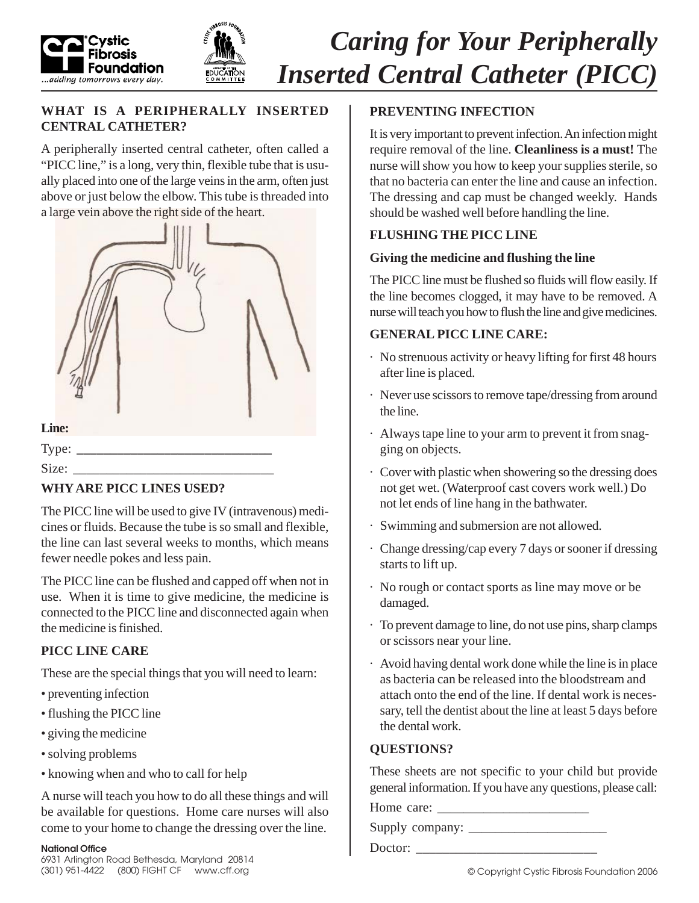# *Caring for Your Peripherally Inserted Central Catheter (PICC)*

## WHAT IS A PERIPHERALLY INSERTED CENTRAL CATHETER?

A peripherally inserted central catheter, often called a "PICC line," is a long, very thin, flexible tube that is usually placed into one of the large veins in the arm, often just above or just below the elbow. This tube is threaded into a large vein above the right side of the heart.

**Line:**

Type: ______________________________

Size: ______________________________

## WHY ARE PICC LINES USED?

The PICC line will be used to give IV (intravenous) medicines or fluids. Because the tube is so small and flexible, the line can last several weeks to months, which means fewer needle pokes and less pain.

The PICC line can be flushed and capped off when not in use. When it is time to give medicine, the medicine is connected to the PICC line and disconnected again when the medicine is finished.

## PICC LINE CARE

These are the special things that you will need to learn:

- preventing infection
- flushing the PICC line
- giving the medicine
- solving problems
- knowing when and who to call for help

A nurse will teach you how to do all these things and will be available for questions. Home care nurses will also come to your home to change the dressing over the line.

## PREVENTING INFECTION

It is very important to prevent infection. An infection might require removal of the line. **Cleanliness is a must!** The nurse will show you how to keep your supplies sterile, so that no bacteria can enter the line and cause an infection. The dressing and cap must be changed weekly. Hands should be washed well before handling the line.

## FLUSHING THE PICC LINE

### Giving the medicine and flushing the line

The PICC line must be flushed so fluids will flow easily. If the line becomes clogged, it may have to be removed. A nurse will teach you how to flush the line and give medicines.

## GENERAL PICC LINE CARE:

- No strenuous activity or heavy lifting for first 48 hours after line is placed.
- Never use scissors to remove tape/dressing from around the line.
- Always tape line to your arm to prevent it from snagging on objects.
- Cover with plastic when showering so the dressing does not get wet. (Waterproof cast covers work well.) Do not let ends of line hang in the bathwater.
- Swimming and submersion are not allowed.
- Change dressing/cap every 7 days or sooner if dressing starts to lift up.
- No rough or contact sports as line may move or be damaged.
- To prevent damage to line, do not use pins, sharp clamps or scissors near your line.
- Avoid having dental work done while the line is in place as bacteria can be released into the bloodstream and attach onto the end of the line. If dental work is necessary, tell the dentist about the line at least 5 days before the dental work.

## QUESTIONS?

These sheets are not specific to your child but provide general information. If you have any questions, please call:

Home care: ______________________

Supply company: ____________________

Doctor: ___________________________

**National Office**
6931 Arlington Road Bethesda, Maryland 20814
(301) 951-4422 (800) FIGHT CF www.cff.org

© Copyright Cystic Fibrosis Foundation 2006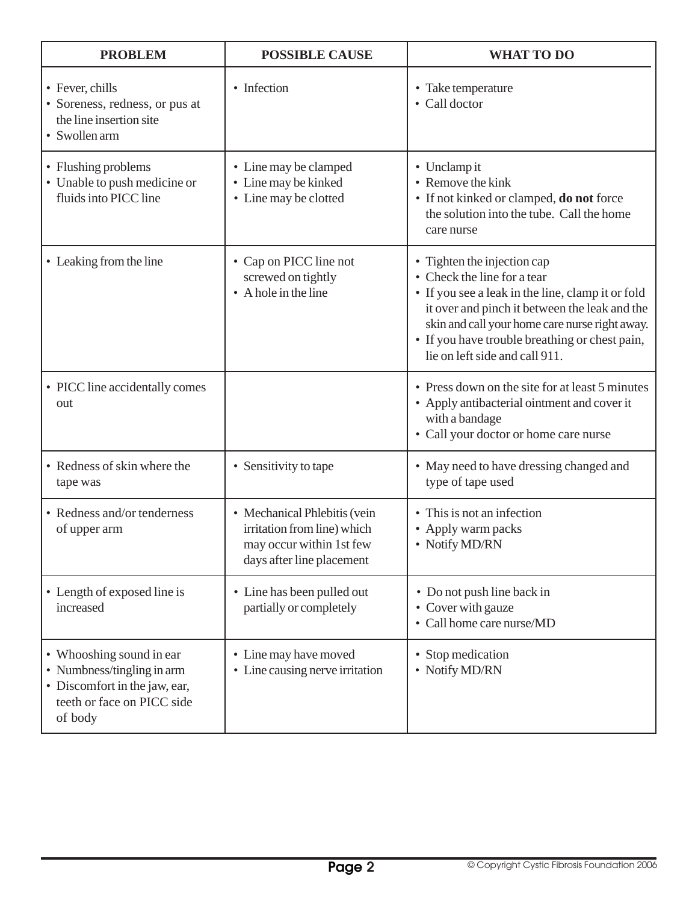| PROBLEM | POSSIBLE CAUSE | WHAT TO DO |
|---|---|---|
| • Fever, chills<br>• Soreness, redness, or pus at the line insertion site<br>• Swollen arm | • Infection | • Take temperature<br>• Call doctor |
| • Flushing problems<br>• Unable to push medicine or fluids into PICC line | • Line may be clamped<br>• Line may be kinked<br>• Line may be clotted | • Unclamp it<br>• Remove the kink<br>• If not kinked or clamped, **do not** force the solution into the tube. Call the home care nurse |
| • Leaking from the line | • Cap on PICC line not screwed on tightly<br>• A hole in the line | • Tighten the injection cap<br>• Check the line for a tear<br>• If you see a leak in the line, clamp it or fold it over and pinch it between the leak and the skin and call your home care nurse right away.<br>• If you have trouble breathing or chest pain, lie on left side and call 911. |
| • PICC line accidentally comes out | | • Press down on the site for at least 5 minutes<br>• Apply antibacterial ointment and cover it with a bandage<br>• Call your doctor or home care nurse |
| • Redness of skin where the tape was | • Sensitivity to tape | • May need to have dressing changed and type of tape used |
| • Redness and/or tenderness of upper arm | • Mechanical Phlebitis (vein irritation from line) which may occur within 1st few days after line placement | • This is not an infection<br>• Apply warm packs<br>• Notify MD/RN |
| • Length of exposed line is increased | • Line has been pulled out partially or completely | • Do not push line back in<br>• Cover with gauze<br>• Call home care nurse/MD |
| • Whooshing sound in ear<br>• Numbness/tingling in arm<br>• Discomfort in the jaw, ear, teeth or face on PICC side of body | • Line may have moved<br>• Line causing nerve irritation | • Stop medication<br>• Notify MD/RN |

© Copyright Cystic Fibrosis Foundation 2006